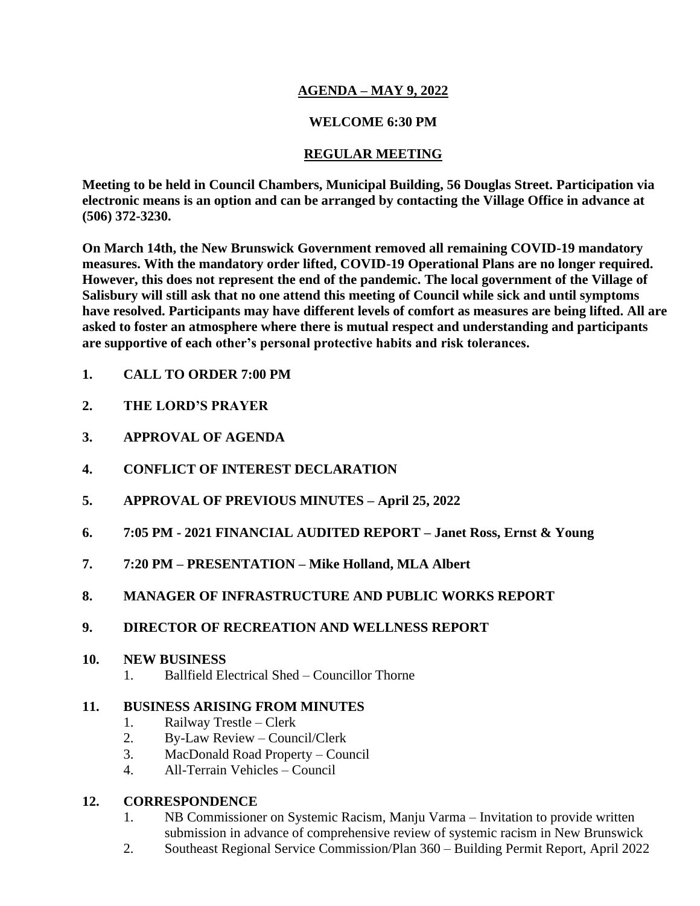# **AGENDA – MAY 9, 2022**

**WELCOME 6:30 PM**

## **REGULAR MEETING**

**Meeting to be held in Council Chambers, Municipal Building, 56 Douglas Street. Participation via electronic means is an option and can be arranged by contacting the Village Office in advance at (506) 372-3230.**

**On March 14th, the New Brunswick Government removed all remaining COVID-19 mandatory measures. With the mandatory order lifted, COVID-19 Operational Plans are no longer required. However, this does not represent the end of the pandemic. The local government of the Village of Salisbury will still ask that no one attend this meeting of Council while sick and until symptoms have resolved. Participants may have different levels of comfort as measures are being lifted. All are asked to foster an atmosphere where there is mutual respect and understanding and participants are supportive of each other's personal protective habits and risk tolerances.**

1. **CALL TO ORDER 7:00 PM**
2. **THE LORD'S PRAYER**
3. **APPROVAL OF AGENDA**
4. **CONFLICT OF INTEREST DECLARATION**
5. **APPROVAL OF PREVIOUS MINUTES – April 25, 2022**
6. **7:05 PM - 2021 FINANCIAL AUDITED REPORT – Janet Ross, Ernst & Young**
7. **7:20 PM – PRESENTATION – Mike Holland, MLA Albert**
8. **MANAGER OF INFRASTRUCTURE AND PUBLIC WORKS REPORT**
9. **DIRECTOR OF RECREATION AND WELLNESS REPORT**
10. **NEW BUSINESS**
    1. Ballfield Electrical Shed – Councillor Thorne
11. **BUSINESS ARISING FROM MINUTES**
    1. Railway Trestle – Clerk
    2. By-Law Review – Council/Clerk
    3. MacDonald Road Property – Council
    4. All-Terrain Vehicles – Council
12. **CORRESPONDENCE**
    1. NB Commissioner on Systemic Racism, Manju Varma – Invitation to provide written submission in advance of comprehensive review of systemic racism in New Brunswick
    2. Southeast Regional Service Commission/Plan 360 – Building Permit Report, April 2022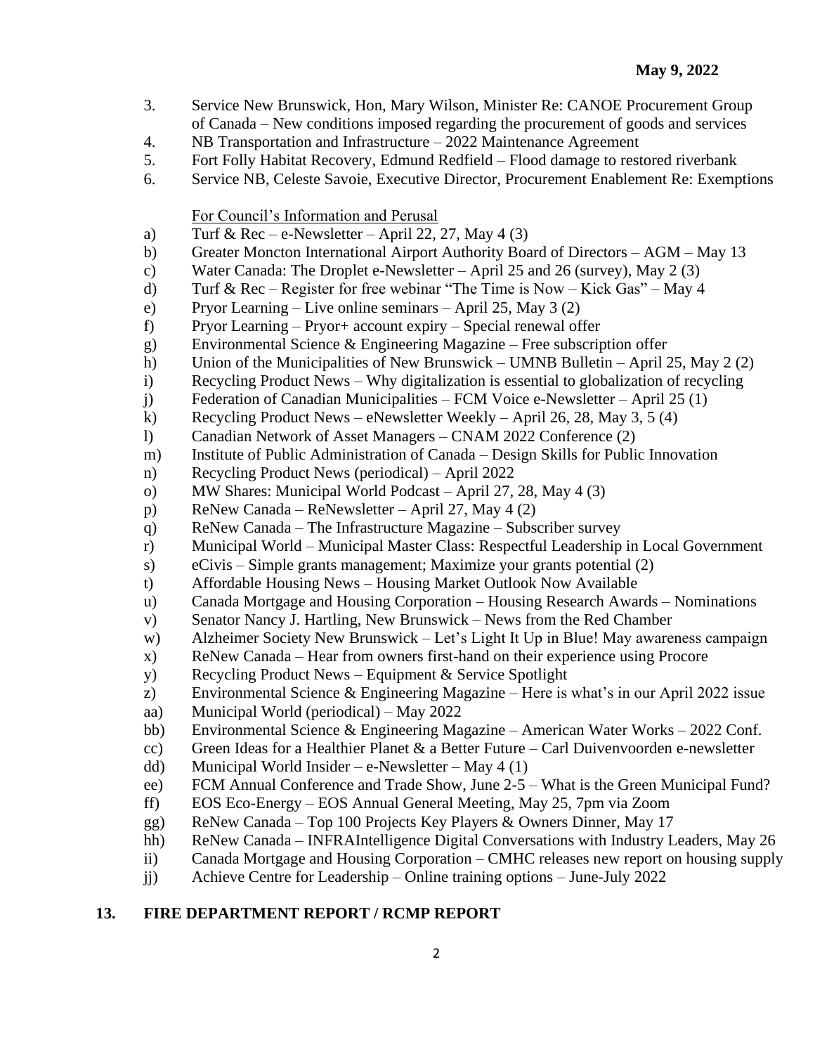**May 9, 2022**

3. Service New Brunswick, Hon, Mary Wilson, Minister Re: CANOE Procurement Group of Canada – New conditions imposed regarding the procurement of goods and services
4. NB Transportation and Infrastructure – 2022 Maintenance Agreement
5. Fort Folly Habitat Recovery, Edmund Redfield – Flood damage to restored riverbank
6. Service NB, Celeste Savoie, Executive Director, Procurement Enablement Re: Exemptions

<u>For Council's Information and Perusal</u>

a) Turf & Rec – e-Newsletter – April 22, 27, May 4 (3)
b) Greater Moncton International Airport Authority Board of Directors – AGM – May 13
c) Water Canada: The Droplet e-Newsletter – April 25 and 26 (survey), May 2 (3)
d) Turf & Rec – Register for free webinar "The Time is Now – Kick Gas" – May 4
e) Pryor Learning – Live online seminars – April 25, May 3 (2)
f) Pryor Learning – Pryor+ account expiry – Special renewal offer
g) Environmental Science & Engineering Magazine – Free subscription offer
h) Union of the Municipalities of New Brunswick – UMNB Bulletin – April 25, May 2 (2)
i) Recycling Product News – Why digitalization is essential to globalization of recycling
j) Federation of Canadian Municipalities – FCM Voice e-Newsletter – April 25 (1)
k) Recycling Product News – eNewsletter Weekly – April 26, 28, May 3, 5 (4)
l) Canadian Network of Asset Managers – CNAM 2022 Conference (2)
m) Institute of Public Administration of Canada – Design Skills for Public Innovation
n) Recycling Product News (periodical) – April 2022
o) MW Shares: Municipal World Podcast – April 27, 28, May 4 (3)
p) ReNew Canada – ReNewsletter – April 27, May 4 (2)
q) ReNew Canada – The Infrastructure Magazine – Subscriber survey
r) Municipal World – Municipal Master Class: Respectful Leadership in Local Government
s) eCivis – Simple grants management; Maximize your grants potential (2)
t) Affordable Housing News – Housing Market Outlook Now Available
u) Canada Mortgage and Housing Corporation – Housing Research Awards – Nominations
v) Senator Nancy J. Hartling, New Brunswick – News from the Red Chamber
w) Alzheimer Society New Brunswick – Let's Light It Up in Blue! May awareness campaign
x) ReNew Canada – Hear from owners first-hand on their experience using Procore
y) Recycling Product News – Equipment & Service Spotlight
z) Environmental Science & Engineering Magazine – Here is what's in our April 2022 issue
aa) Municipal World (periodical) – May 2022
bb) Environmental Science & Engineering Magazine – American Water Works – 2022 Conf.
cc) Green Ideas for a Healthier Planet & a Better Future – Carl Duivenvoorden e-newsletter
dd) Municipal World Insider – e-Newsletter – May 4 (1)
ee) FCM Annual Conference and Trade Show, June 2-5 – What is the Green Municipal Fund?
ff) EOS Eco-Energy – EOS Annual General Meeting, May 25, 7pm via Zoom
gg) ReNew Canada – Top 100 Projects Key Players & Owners Dinner, May 17
hh) ReNew Canada – INFRAIntelligence Digital Conversations with Industry Leaders, May 26
ii) Canada Mortgage and Housing Corporation – CMHC releases new report on housing supply
jj) Achieve Centre for Leadership – Online training options – June-July 2022

## 13. FIRE DEPARTMENT REPORT / RCMP REPORT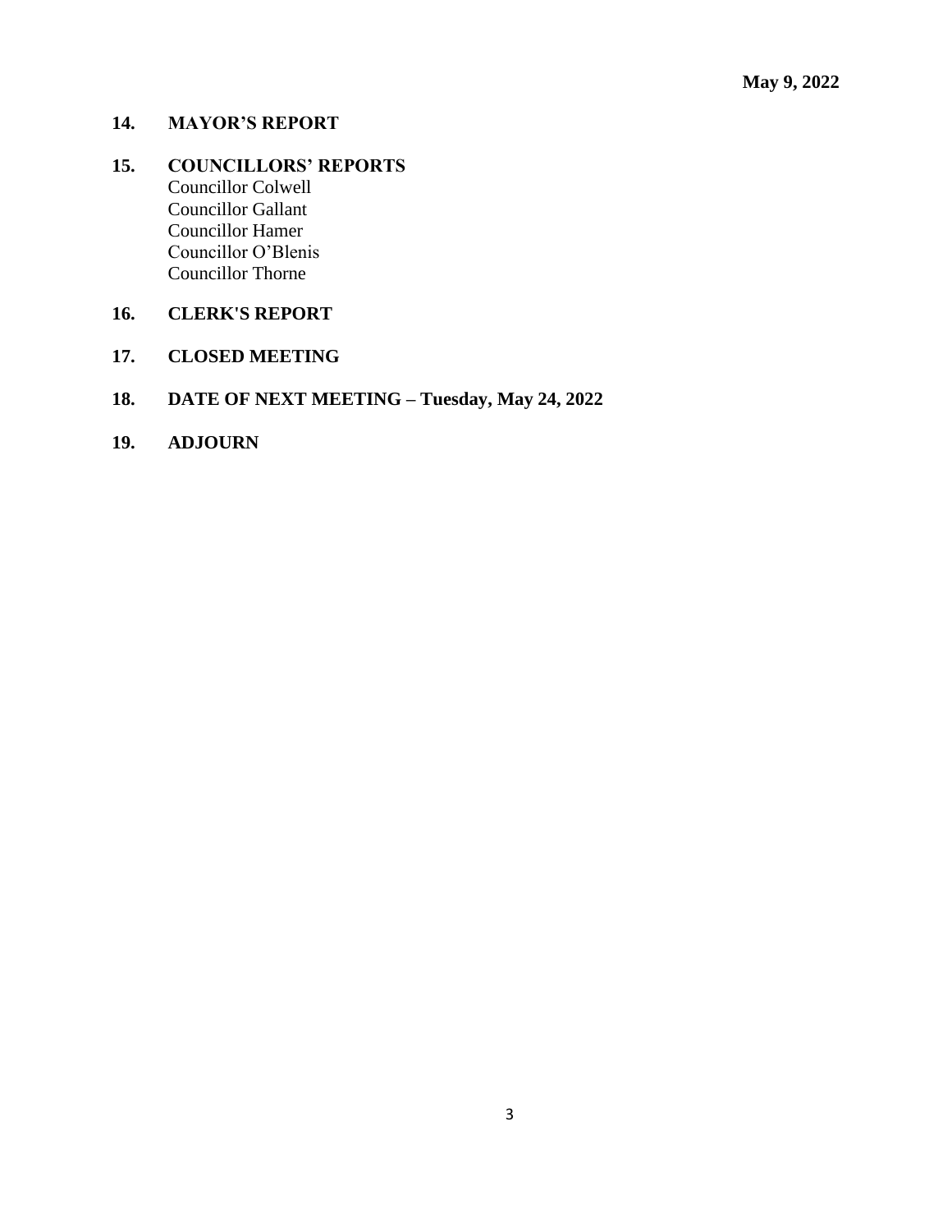**May 9, 2022**

**14. MAYOR'S REPORT**

**15. COUNCILLORS' REPORTS**

Councillor Colwell
Councillor Gallant
Councillor Hamer
Councillor O'Blenis
Councillor Thorne

**16. CLERK'S REPORT**

**17. CLOSED MEETING**

**18. DATE OF NEXT MEETING – Tuesday, May 24, 2022**

**19. ADJOURN**